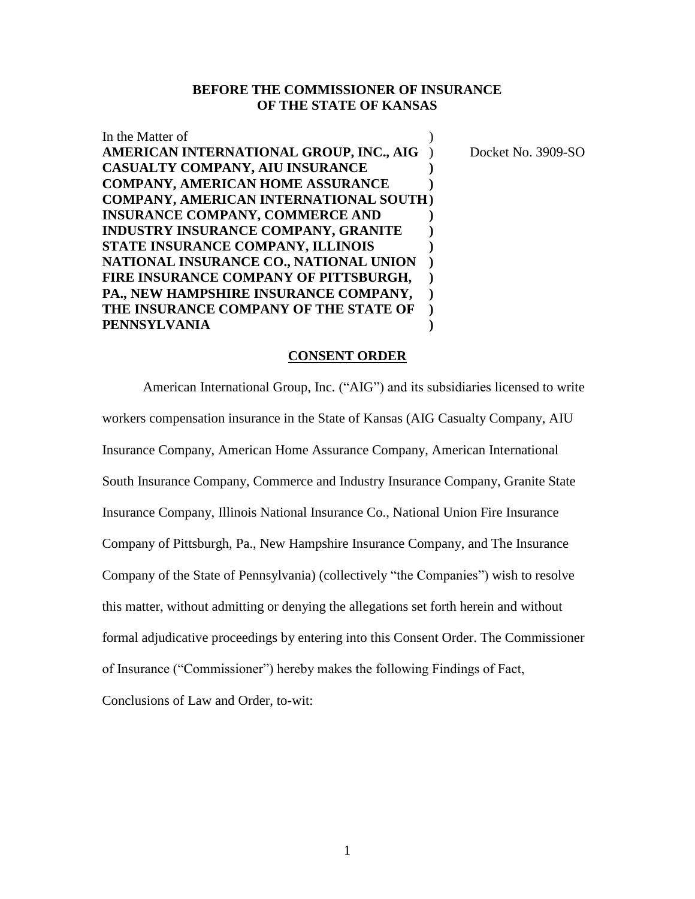**BEFORE THE COMMISSIONER OF INSURANCE**
**OF THE STATE OF KANSAS**

In the Matter of
**AMERICAN INTERNATIONAL GROUP, INC., AIG CASUALTY COMPANY, AIU INSURANCE COMPANY, AMERICAN HOME ASSURANCE COMPANY, AMERICAN INTERNATIONAL SOUTH INSURANCE COMPANY, COMMERCE AND INDUSTRY INSURANCE COMPANY, GRANITE STATE INSURANCE COMPANY, ILLINOIS NATIONAL INSURANCE CO., NATIONAL UNION FIRE INSURANCE COMPANY OF PITTSBURGH, PA., NEW HAMPSHIRE INSURANCE COMPANY, THE INSURANCE COMPANY OF THE STATE OF PENNSYLVANIA**

Docket No. 3909-SO

## CONSENT ORDER

American International Group, Inc. ("AIG") and its subsidiaries licensed to write workers compensation insurance in the State of Kansas (AIG Casualty Company, AIU Insurance Company, American Home Assurance Company, American International South Insurance Company, Commerce and Industry Insurance Company, Granite State Insurance Company, Illinois National Insurance Co., National Union Fire Insurance Company of Pittsburgh, Pa., New Hampshire Insurance Company, and The Insurance Company of the State of Pennsylvania) (collectively "the Companies") wish to resolve this matter, without admitting or denying the allegations set forth herein and without formal adjudicative proceedings by entering into this Consent Order. The Commissioner of Insurance ("Commissioner") hereby makes the following Findings of Fact, Conclusions of Law and Order, to-wit: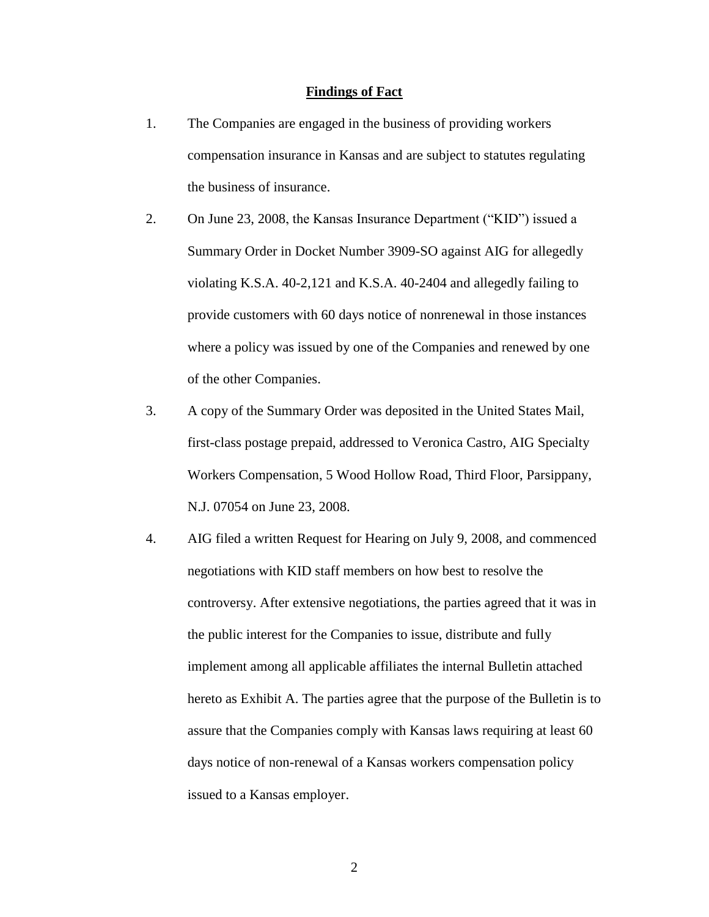## Findings of Fact

1. The Companies are engaged in the business of providing workers compensation insurance in Kansas and are subject to statutes regulating the business of insurance.

2. On June 23, 2008, the Kansas Insurance Department ("KID") issued a Summary Order in Docket Number 3909-SO against AIG for allegedly violating K.S.A. 40-2,121 and K.S.A. 40-2404 and allegedly failing to provide customers with 60 days notice of nonrenewal in those instances where a policy was issued by one of the Companies and renewed by one of the other Companies.

3. A copy of the Summary Order was deposited in the United States Mail, first-class postage prepaid, addressed to Veronica Castro, AIG Specialty Workers Compensation, 5 Wood Hollow Road, Third Floor, Parsippany, N.J. 07054 on June 23, 2008.

4. AIG filed a written Request for Hearing on July 9, 2008, and commenced negotiations with KID staff members on how best to resolve the controversy. After extensive negotiations, the parties agreed that it was in the public interest for the Companies to issue, distribute and fully implement among all applicable affiliates the internal Bulletin attached hereto as Exhibit A. The parties agree that the purpose of the Bulletin is to assure that the Companies comply with Kansas laws requiring at least 60 days notice of non-renewal of a Kansas workers compensation policy issued to a Kansas employer.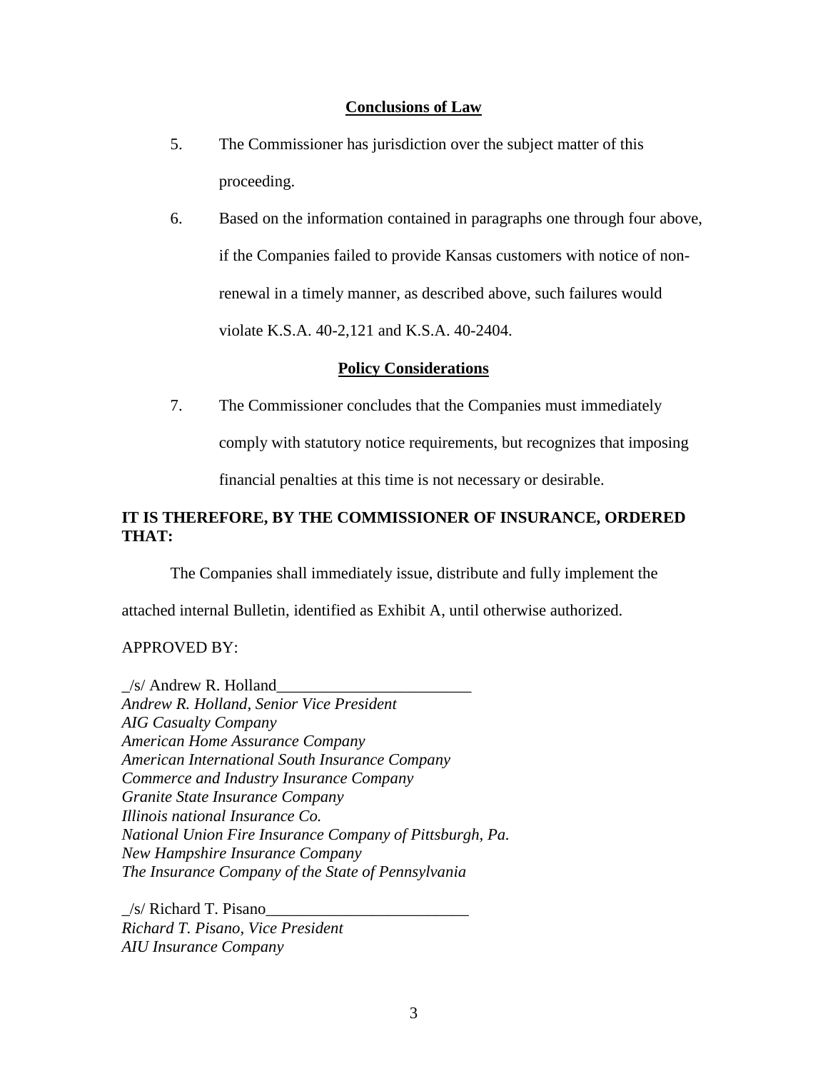## Conclusions of Law

5. The Commissioner has jurisdiction over the subject matter of this proceeding.

6. Based on the information contained in paragraphs one through four above, if the Companies failed to provide Kansas customers with notice of non-renewal in a timely manner, as described above, such failures would violate K.S.A. 40-2,121 and K.S.A. 40-2404.

## Policy Considerations

7. The Commissioner concludes that the Companies must immediately comply with statutory notice requirements, but recognizes that imposing financial penalties at this time is not necessary or desirable.

**IT IS THEREFORE, BY THE COMMISSIONER OF INSURANCE, ORDERED THAT:**

The Companies shall immediately issue, distribute and fully implement the attached internal Bulletin, identified as Exhibit A, until otherwise authorized.

APPROVED BY:

_/s/ Andrew R. Holland________________________
*Andrew R. Holland, Senior Vice President*
*AIG Casualty Company*
*American Home Assurance Company*
*American International South Insurance Company*
*Commerce and Industry Insurance Company*
*Granite State Insurance Company*
*Illinois national Insurance Co.*
*National Union Fire Insurance Company of Pittsburgh, Pa.*
*New Hampshire Insurance Company*
*The Insurance Company of the State of Pennsylvania*

_/s/ Richard T. Pisano_________________________
*Richard T. Pisano, Vice President*
*AIU Insurance Company*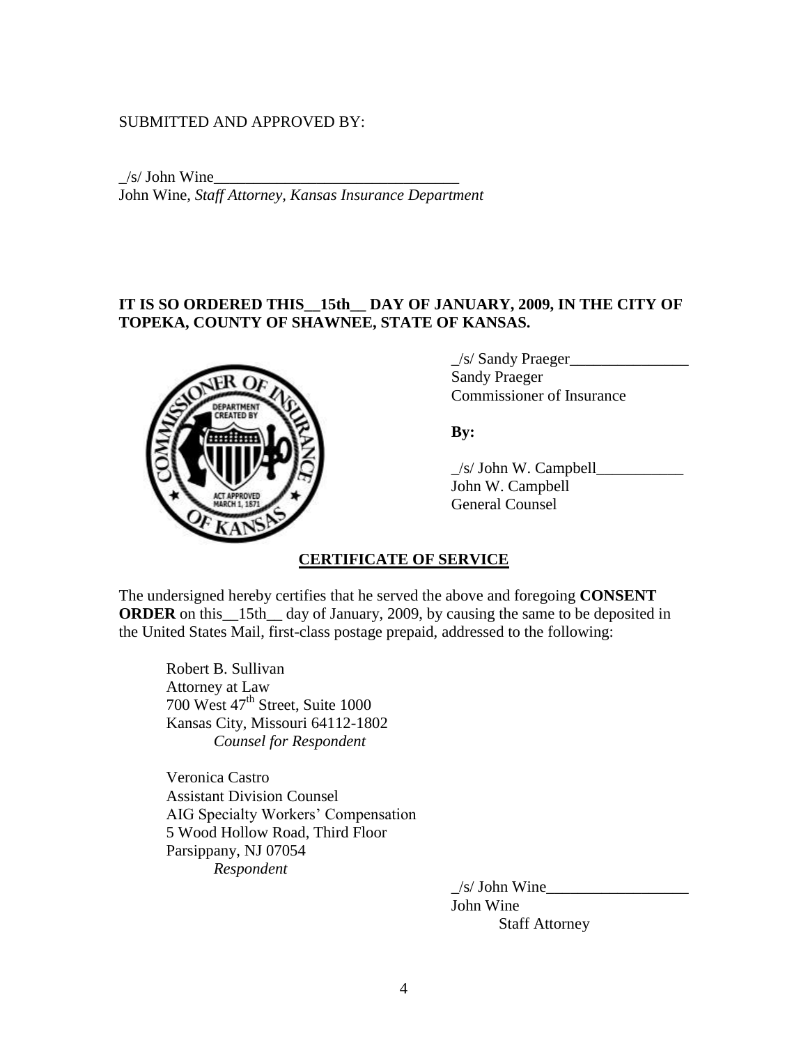SUBMITTED AND APPROVED BY:

_/s/ John Wine_______________________________
John Wine, *Staff Attorney, Kansas Insurance Department*

**IT IS SO ORDERED THIS__15th__ DAY OF JANUARY, 2009, IN THE CITY OF TOPEKA, COUNTY OF SHAWNEE, STATE OF KANSAS.**

_/s/ Sandy Praeger_______________
Sandy Praeger
Commissioner of Insurance

**By:**

_/s/ John W. Campbell___________
John W. Campbell
General Counsel

## CERTIFICATE OF SERVICE

The undersigned hereby certifies that he served the above and foregoing **CONSENT ORDER** on this__15th__ day of January, 2009, by causing the same to be deposited in the United States Mail, first-class postage prepaid, addressed to the following:

Robert B. Sullivan
Attorney at Law
700 West 47th Street, Suite 1000
Kansas City, Missouri 64112-1802
*Counsel for Respondent*

Veronica Castro
Assistant Division Counsel
AIG Specialty Workers' Compensation
5 Wood Hollow Road, Third Floor
Parsippany, NJ 07054
*Respondent*

_/s/ John Wine__________________
John Wine
Staff Attorney